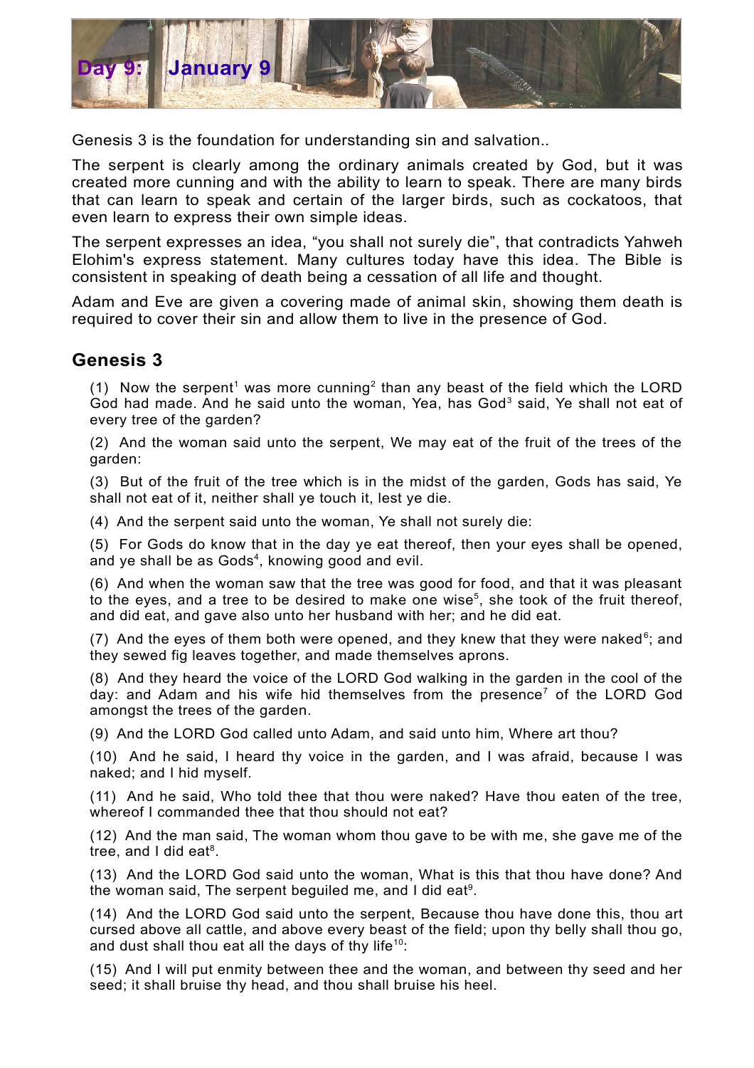# Day 9: January 9

Genesis 3 is the foundation for understanding sin and salvation..

The serpent is clearly among the ordinary animals created by God, but it was created more cunning and with the ability to learn to speak. There are many birds that can learn to speak and certain of the larger birds, such as cockatoos, that even learn to express their own simple ideas.

The serpent expresses an idea, "you shall not surely die", that contradicts Yahweh Elohim's express statement. Many cultures today have this idea. The Bible is consistent in speaking of death being a cessation of all life and thought.

Adam and Eve are given a covering made of animal skin, showing them death is required to cover their sin and allow them to live in the presence of God.

## Genesis 3

(1) Now the serpent[1] was more cunning[2] than any beast of the field which the LORD God had made. And he said unto the woman, Yea, has God[3] said, Ye shall not eat of every tree of the garden?

(2) And the woman said unto the serpent, We may eat of the fruit of the trees of the garden:

(3) But of the fruit of the tree which is in the midst of the garden, Gods has said, Ye shall not eat of it, neither shall ye touch it, lest ye die.

(4) And the serpent said unto the woman, Ye shall not surely die:

(5) For Gods do know that in the day ye eat thereof, then your eyes shall be opened, and ye shall be as Gods[4], knowing good and evil.

(6) And when the woman saw that the tree was good for food, and that it was pleasant to the eyes, and a tree to be desired to make one wise[5], she took of the fruit thereof, and did eat, and gave also unto her husband with her; and he did eat.

(7) And the eyes of them both were opened, and they knew that they were naked[6]; and they sewed fig leaves together, and made themselves aprons.

(8) And they heard the voice of the LORD God walking in the garden in the cool of the day: and Adam and his wife hid themselves from the presence[7] of the LORD God amongst the trees of the garden.

(9) And the LORD God called unto Adam, and said unto him, Where art thou?

(10) And he said, I heard thy voice in the garden, and I was afraid, because I was naked; and I hid myself.

(11) And he said, Who told thee that thou were naked? Have thou eaten of the tree, whereof I commanded thee that thou should not eat?

(12) And the man said, The woman whom thou gave to be with me, she gave me of the tree, and I did eat[8].

(13) And the LORD God said unto the woman, What is this that thou have done? And the woman said, The serpent beguiled me, and I did eat[9].

(14) And the LORD God said unto the serpent, Because thou have done this, thou art cursed above all cattle, and above every beast of the field; upon thy belly shall thou go, and dust shall thou eat all the days of thy life[10]:

(15) And I will put enmity between thee and the woman, and between thy seed and her seed; it shall bruise thy head, and thou shall bruise his heel.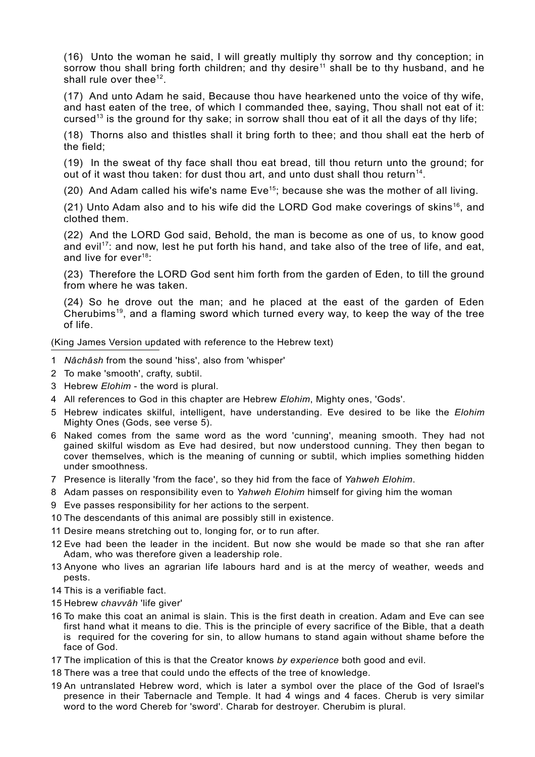(16) Unto the woman he said, I will greatly multiply thy sorrow and thy conception; in sorrow thou shall bring forth children; and thy desire[11] shall be to thy husband, and he shall rule over thee[12].

(17) And unto Adam he said, Because thou have hearkened unto the voice of thy wife, and hast eaten of the tree, of which I commanded thee, saying, Thou shall not eat of it: cursed[13] is the ground for thy sake; in sorrow shall thou eat of it all the days of thy life;

(18) Thorns also and thistles shall it bring forth to thee; and thou shall eat the herb of the field;

(19) In the sweat of thy face shall thou eat bread, till thou return unto the ground; for out of it wast thou taken: for dust thou art, and unto dust shall thou return[14].

(20) And Adam called his wife's name Eve[15]; because she was the mother of all living.

(21) Unto Adam also and to his wife did the LORD God make coverings of skins[16], and clothed them.

(22) And the LORD God said, Behold, the man is become as one of us, to know good and evil[17]: and now, lest he put forth his hand, and take also of the tree of life, and eat, and live for ever[18]:

(23) Therefore the LORD God sent him forth from the garden of Eden, to till the ground from where he was taken.

(24) So he drove out the man; and he placed at the east of the garden of Eden Cherubims[19], and a flaming sword which turned every way, to keep the way of the tree of life.

(King James Version updated with reference to the Hebrew text)

1 *Nâchâsh* from the sound 'hiss', also from 'whisper'
2 To make 'smooth', crafty, subtil.
3 Hebrew *Elohim* - the word is plural.
4 All references to God in this chapter are Hebrew *Elohim*, Mighty ones, 'Gods'.
5 Hebrew indicates skilful, intelligent, have understanding. Eve desired to be like the *Elohim* Mighty Ones (Gods, see verse 5).
6 Naked comes from the same word as the word 'cunning', meaning smooth. They had not gained skilful wisdom as Eve had desired, but now understood cunning. They then began to cover themselves, which is the meaning of cunning or subtil, which implies something hidden under smoothness.
7 Presence is literally 'from the face', so they hid from the face of *Yahweh Elohim*.
8 Adam passes on responsibility even to *Yahweh Elohim* himself for giving him the woman
9 Eve passes responsibility for her actions to the serpent.
10 The descendants of this animal are possibly still in existence.
11 Desire means stretching out to, longing for, or to run after.
12 Eve had been the leader in the incident. But now she would be made so that she ran after Adam, who was therefore given a leadership role.
13 Anyone who lives an agrarian life labours hard and is at the mercy of weather, weeds and pests.
14 This is a verifiable fact.
15 Hebrew *chavvâh* 'life giver'
16 To make this coat an animal is slain. This is the first death in creation. Adam and Eve can see first hand what it means to die. This is the principle of every sacrifice of the Bible, that a death is required for the covering for sin, to allow humans to stand again without shame before the face of God.
17 The implication of this is that the Creator knows *by experience* both good and evil.
18 There was a tree that could undo the effects of the tree of knowledge.
19 An untranslated Hebrew word, which is later a symbol over the place of the God of Israel's presence in their Tabernacle and Temple. It had 4 wings and 4 faces. Cherub is very similar word to the word Chereb for 'sword'. Charab for destroyer. Cherubim is plural.